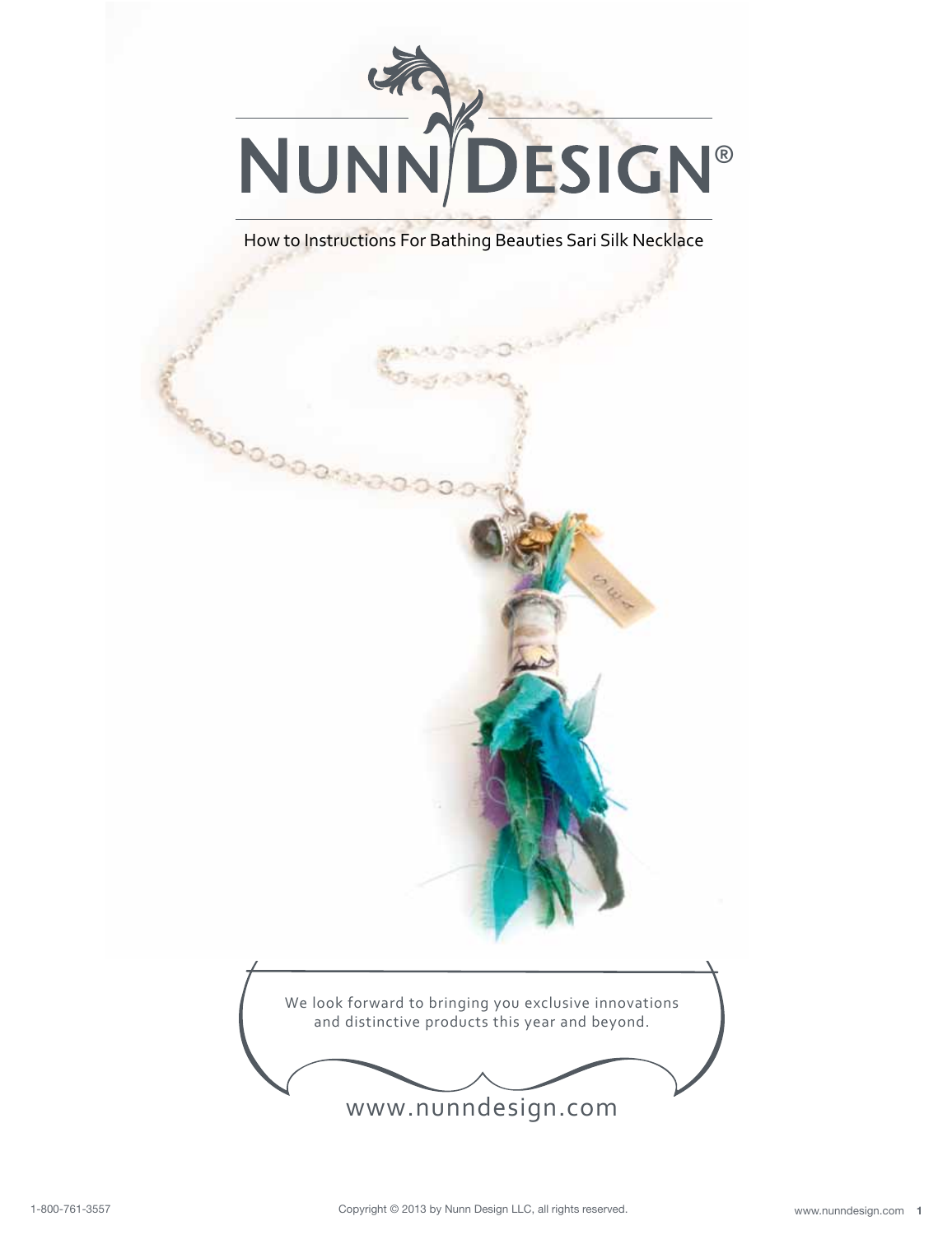# NUNN DESIGN®

How to Instructions For Bathing Beauties Sari Silk Necklace

We look forward to bringing you exclusive innovations and distinctive products this year and beyond.

www.nunndesign.com

1-800-761-3557

Copyright © 2013 by Nunn Design LLC, all rights reserved.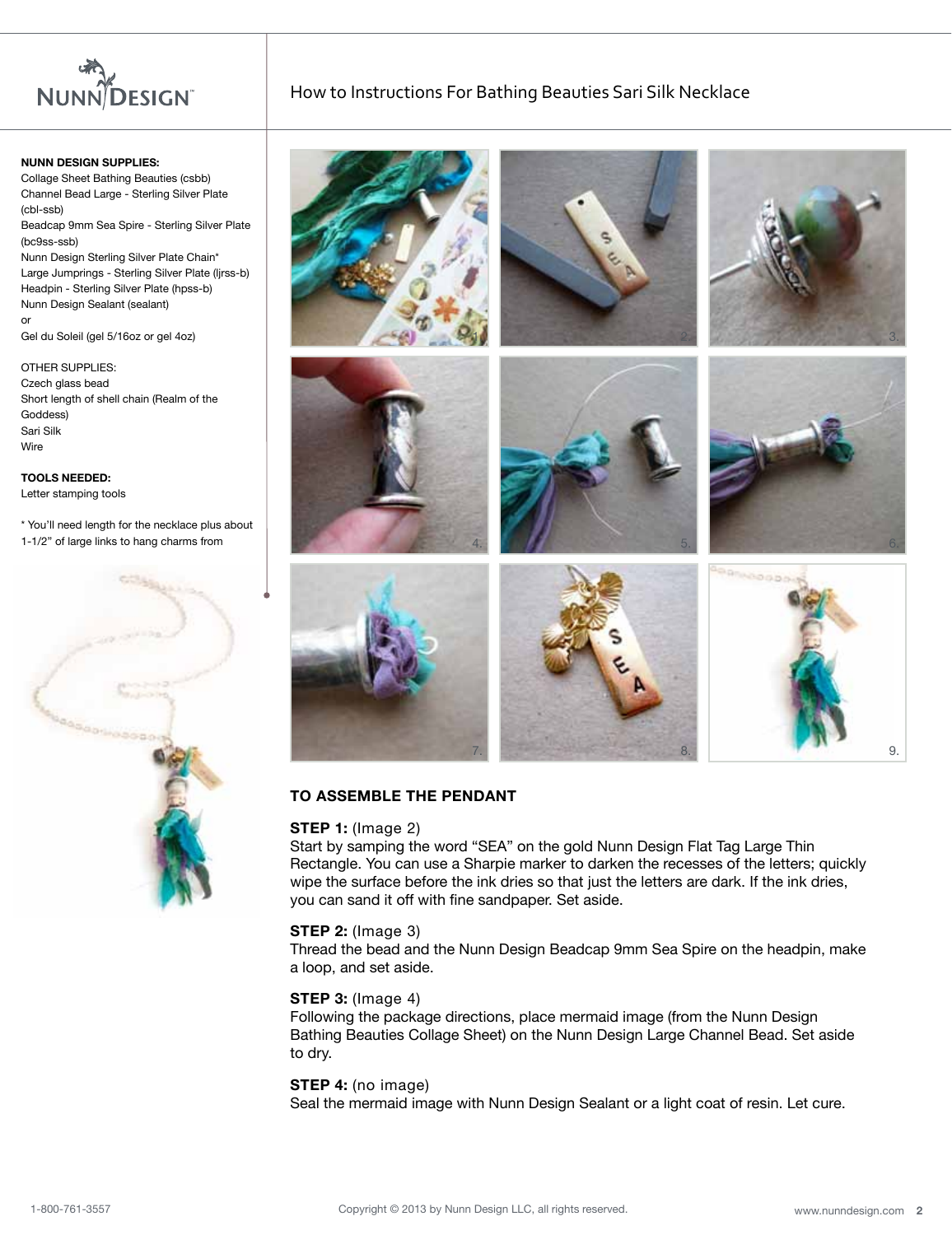How to Instructions For Bathing Beauties Sari Silk Necklace

**NUNN DESIGN SUPPLIES:**
Collage Sheet Bathing Beauties (csbb)
Channel Bead Large - Sterling Silver Plate (cbl-ssb)
Beadcap 9mm Sea Spire - Sterling Silver Plate (bc9ss-ssb)
Nunn Design Sterling Silver Plate Chain*
Large Jumprings - Sterling Silver Plate (ljrss-b)
Headpin - Sterling Silver Plate (hpss-b)
Nunn Design Sealant (sealant)
or
Gel du Soleil (gel 5/16oz or gel 4oz)

OTHER SUPPLIES:
Czech glass bead
Short length of shell chain (Realm of the Goddess)
Sari Silk
Wire

**TOOLS NEEDED:**
Letter stamping tools

* You'll need length for the necklace plus about 1-1/2" of large links to hang charms from

### TO ASSEMBLE THE PENDANT

**STEP 1:** (Image 2)
Start by samping the word "SEA" on the gold Nunn Design Flat Tag Large Thin Rectangle. You can use a Sharpie marker to darken the recesses of the letters; quickly wipe the surface before the ink dries so that just the letters are dark. If the ink dries, you can sand it off with fine sandpaper. Set aside.

**STEP 2:** (Image 3)
Thread the bead and the Nunn Design Beadcap 9mm Sea Spire on the headpin, make a loop, and set aside.

**STEP 3:** (Image 4)
Following the package directions, place mermaid image (from the Nunn Design Bathing Beauties Collage Sheet) on the Nunn Design Large Channel Bead. Set aside to dry.

**STEP 4:** (no image)
Seal the mermaid image with Nunn Design Sealant or a light coat of resin. Let cure.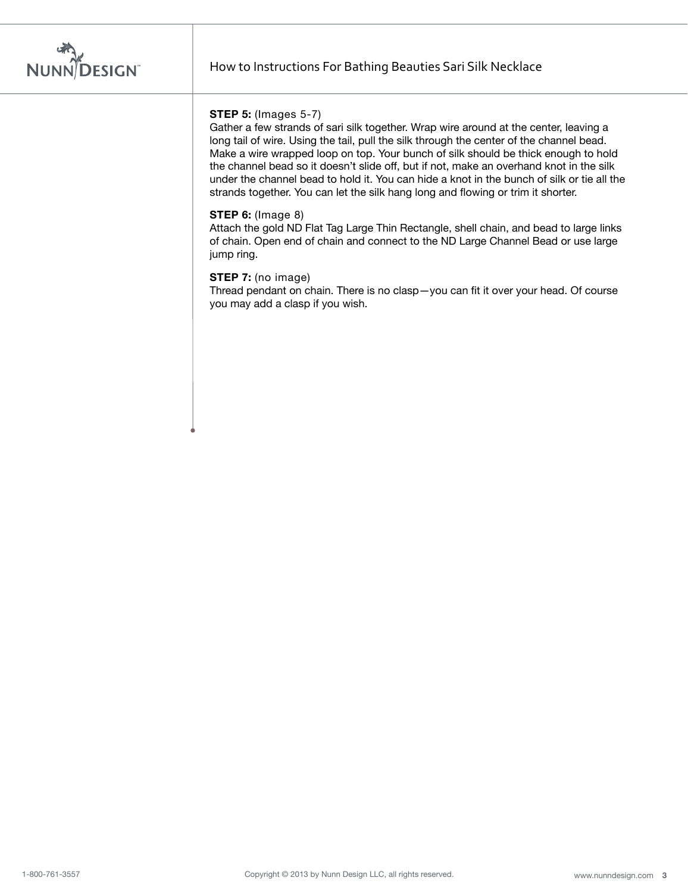**STEP 5:** (Images 5-7)
Gather a few strands of sari silk together. Wrap wire around at the center, leaving a long tail of wire. Using the tail, pull the silk through the center of the channel bead. Make a wire wrapped loop on top. Your bunch of silk should be thick enough to hold the channel bead so it doesn't slide off, but if not, make an overhand knot in the silk under the channel bead to hold it. You can hide a knot in the bunch of silk or tie all the strands together. You can let the silk hang long and flowing or trim it shorter.

**STEP 6:** (Image 8)
Attach the gold ND Flat Tag Large Thin Rectangle, shell chain, and bead to large links of chain. Open end of chain and connect to the ND Large Channel Bead or use large jump ring.

**STEP 7:** (no image)
Thread pendant on chain. There is no clasp—you can fit it over your head. Of course you may add a clasp if you wish.